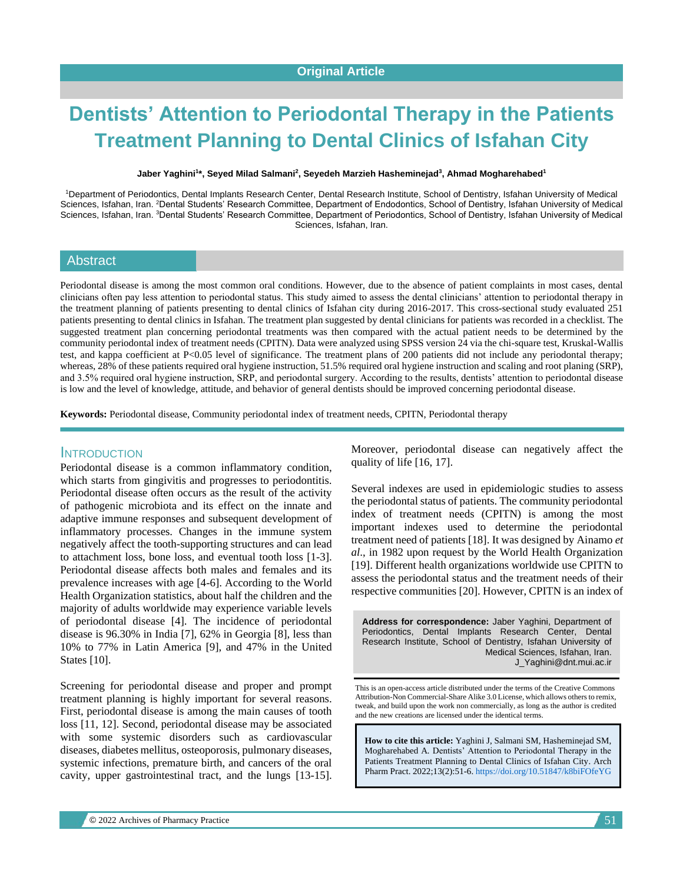Original Article

# Dentists' Attention to Periodontal Therapy in the Patients Treatment Planning to Dental Clinics of Isfahan City

**Jaber Yaghini[1]*, Seyed Milad Salmani[2], Seyedeh Marzieh Hasheminejad[3], Ahmad Mogharehabed[1]**

[1]Department of Periodontics, Dental Implants Research Center, Dental Research Institute, School of Dentistry, Isfahan University of Medical Sciences, Isfahan, Iran. [2]Dental Students' Research Committee, Department of Endodontics, School of Dentistry, Isfahan University of Medical Sciences, Isfahan, Iran. [3]Dental Students' Research Committee, Department of Periodontics, School of Dentistry, Isfahan University of Medical Sciences, Isfahan, Iran.

## Abstract

Periodontal disease is among the most common oral conditions. However, due to the absence of patient complaints in most cases, dental clinicians often pay less attention to periodontal status. This study aimed to assess the dental clinicians' attention to periodontal therapy in the treatment planning of patients presenting to dental clinics of Isfahan city during 2016-2017. This cross-sectional study evaluated 251 patients presenting to dental clinics in Isfahan. The treatment plan suggested by dental clinicians for patients was recorded in a checklist. The suggested treatment plan concerning periodontal treatments was then compared with the actual patient needs to be determined by the community periodontal index of treatment needs (CPITN). Data were analyzed using SPSS version 24 via the chi-square test, Kruskal-Wallis test, and kappa coefficient at $P<0.05$ level of significance. The treatment plans of 200 patients did not include any periodontal therapy; whereas, 28% of these patients required oral hygiene instruction, 51.5% required oral hygiene instruction and scaling and root planing (SRP), and 3.5% required oral hygiene instruction, SRP, and periodontal surgery. According to the results, dentists' attention to periodontal disease is low and the level of knowledge, attitude, and behavior of general dentists should be improved concerning periodontal disease.

**Keywords:** Periodontal disease, Community periodontal index of treatment needs, CPITN, Periodontal therapy

## Introduction

Periodontal disease is a common inflammatory condition, which starts from gingivitis and progresses to periodontitis. Periodontal disease often occurs as the result of the activity of pathogenic microbiota and its effect on the innate and adaptive immune responses and subsequent development of inflammatory processes. Changes in the immune system negatively affect the tooth-supporting structures and can lead to attachment loss, bone loss, and eventual tooth loss [1-3]. Periodontal disease affects both males and females and its prevalence increases with age [4-6]. According to the World Health Organization statistics, about half the children and the majority of adults worldwide may experience variable levels of periodontal disease [4]. The incidence of periodontal disease is 96.30% in India [7], 62% in Georgia [8], less than 10% to 77% in Latin America [9], and 47% in the United States [10].

Screening for periodontal disease and proper and prompt treatment planning is highly important for several reasons. First, periodontal disease is among the main causes of tooth loss [11, 12]. Second, periodontal disease may be associated with some systemic disorders such as cardiovascular diseases, diabetes mellitus, osteoporosis, pulmonary diseases, systemic infections, premature birth, and cancers of the oral cavity, upper gastrointestinal tract, and the lungs [13-15]. Moreover, periodontal disease can negatively affect the quality of life [16, 17].

Several indexes are used in epidemiologic studies to assess the periodontal status of patients. The community periodontal index of treatment needs (CPITN) is among the most important indexes used to determine the periodontal treatment need of patients [18]. It was designed by Ainamo *et al*., in 1982 upon request by the World Health Organization [19]. Different health organizations worldwide use CPITN to assess the periodontal status and the treatment needs of their respective communities [20]. However, CPITN is an index of

**Address for correspondence:** Jaber Yaghini, Department of Periodontics, Dental Implants Research Center, Dental Research Institute, School of Dentistry, Isfahan University of Medical Sciences, Isfahan, Iran. J_Yaghini@dnt.mui.ac.ir

This is an open-access article distributed under the terms of the Creative Commons Attribution-Non Commercial-Share Alike 3.0 License, which allows others to remix, tweak, and build upon the work non commercially, as long as the author is credited and the new creations are licensed under the identical terms.

**How to cite this article:** Yaghini J, Salmani SM, Hasheminejad SM, Mogharehabed A. Dentists' Attention to Periodontal Therapy in the Patients Treatment Planning to Dental Clinics of Isfahan City. Arch Pharm Pract. 2022;13(2):51-6. https://doi.org/10.51847/k8biFOfeYG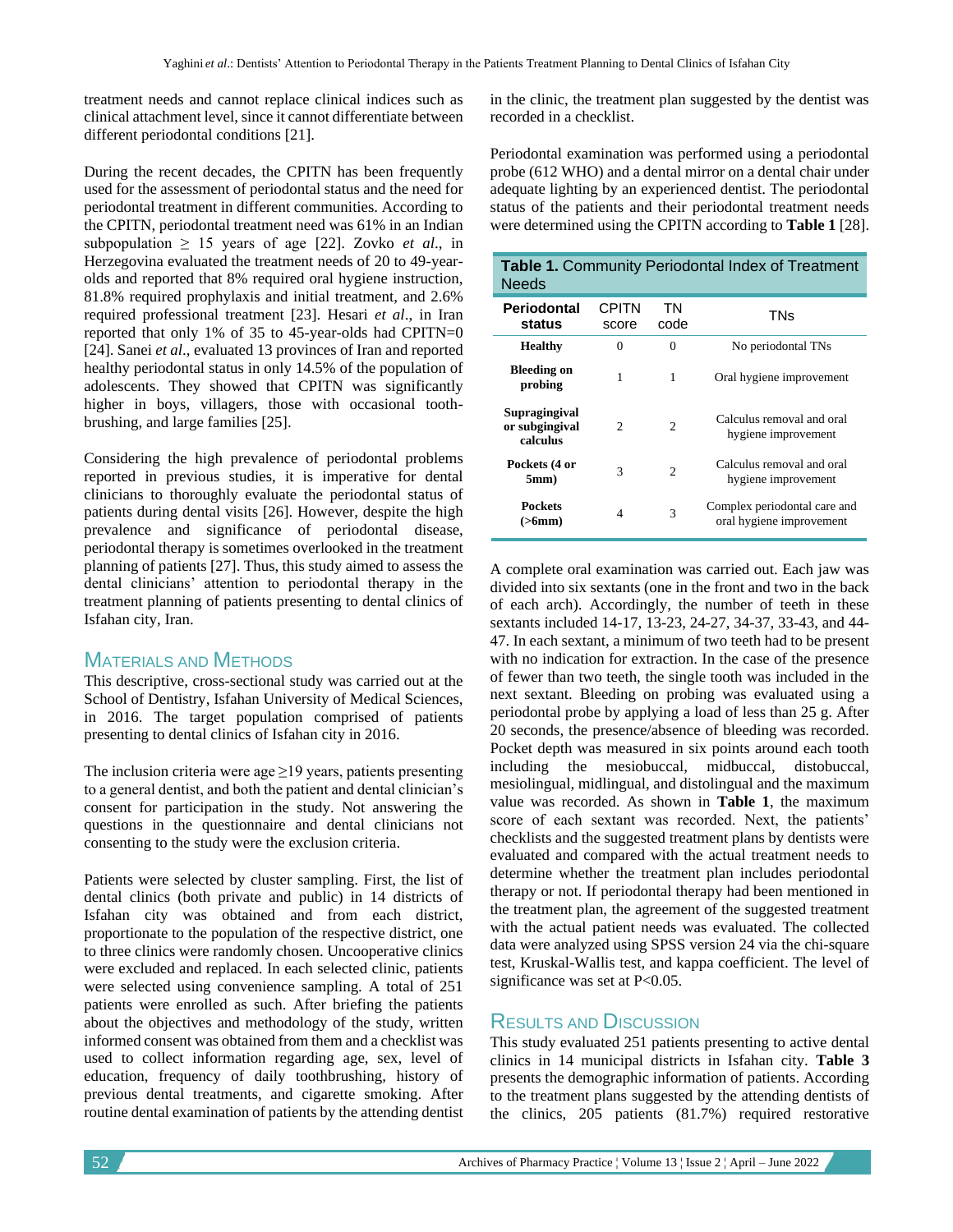treatment needs and cannot replace clinical indices such as clinical attachment level, since it cannot differentiate between different periodontal conditions [21].

During the recent decades, the CPITN has been frequently used for the assessment of periodontal status and the need for periodontal treatment in different communities. According to the CPITN, periodontal treatment need was 61% in an Indian subpopulation ≥ 15 years of age [22]. Zovko *et al*., in Herzegovina evaluated the treatment needs of 20 to 49-year-olds and reported that 8% required oral hygiene instruction, 81.8% required prophylaxis and initial treatment, and 2.6% required professional treatment [23]. Hesari *et al*., in Iran reported that only 1% of 35 to 45-year-olds had CPITN=0 [24]. Sanei *et al*., evaluated 13 provinces of Iran and reported healthy periodontal status in only 14.5% of the population of adolescents. They showed that CPITN was significantly higher in boys, villagers, those with occasional tooth-brushing, and large families [25].

Considering the high prevalence of periodontal problems reported in previous studies, it is imperative for dental clinicians to thoroughly evaluate the periodontal status of patients during dental visits [26]. However, despite the high prevalence and significance of periodontal disease, periodontal therapy is sometimes overlooked in the treatment planning of patients [27]. Thus, this study aimed to assess the dental clinicians' attention to periodontal therapy in the treatment planning of patients presenting to dental clinics of Isfahan city, Iran.

## Materials and Methods

This descriptive, cross-sectional study was carried out at the School of Dentistry, Isfahan University of Medical Sciences, in 2016. The target population comprised of patients presenting to dental clinics of Isfahan city in 2016.

The inclusion criteria were age ≥19 years, patients presenting to a general dentist, and both the patient and dental clinician's consent for participation in the study. Not answering the questions in the questionnaire and dental clinicians not consenting to the study were the exclusion criteria.

Patients were selected by cluster sampling. First, the list of dental clinics (both private and public) in 14 districts of Isfahan city was obtained and from each district, proportionate to the population of the respective district, one to three clinics were randomly chosen. Uncooperative clinics were excluded and replaced. In each selected clinic, patients were selected using convenience sampling. A total of 251 patients were enrolled as such. After briefing the patients about the objectives and methodology of the study, written informed consent was obtained from them and a checklist was used to collect information regarding age, sex, level of education, frequency of daily toothbrushing, history of previous dental treatments, and cigarette smoking. After routine dental examination of patients by the attending dentist in the clinic, the treatment plan suggested by the dentist was recorded in a checklist.

Periodontal examination was performed using a periodontal probe (612 WHO) and a dental mirror on a dental chair under adequate lighting by an experienced dentist. The periodontal status of the patients and their periodontal treatment needs were determined using the CPITN according to **Table 1** [28].

**Table 1.** Community Periodontal Index of Treatment Needs

| Periodontal status | CPITN score | TN code | TNs |
|---|---|---|---|
| **Healthy** | 0 | 0 | No periodontal TNs |
| **Bleeding on probing** | 1 | 1 | Oral hygiene improvement |
| **Supragingival or subgingival calculus** | 2 | 2 | Calculus removal and oral hygiene improvement |
| **Pockets (4 or 5mm)** | 3 | 2 | Calculus removal and oral hygiene improvement |
| **Pockets (>6mm)** | 4 | 3 | Complex periodontal care and oral hygiene improvement |

A complete oral examination was carried out. Each jaw was divided into six sextants (one in the front and two in the back of each arch). Accordingly, the number of teeth in these sextants included 14-17, 13-23, 24-27, 34-37, 33-43, and 44-47. In each sextant, a minimum of two teeth had to be present with no indication for extraction. In the case of the presence of fewer than two teeth, the single tooth was included in the next sextant. Bleeding on probing was evaluated using a periodontal probe by applying a load of less than 25 g. After 20 seconds, the presence/absence of bleeding was recorded. Pocket depth was measured in six points around each tooth including the mesiobuccal, midbuccal, distobuccal, mesiolingual, midlingual, and distolingual and the maximum value was recorded. As shown in **Table 1**, the maximum score of each sextant was recorded. Next, the patients' checklists and the suggested treatment plans by dentists were evaluated and compared with the actual treatment needs to determine whether the treatment plan includes periodontal therapy or not. If periodontal therapy had been mentioned in the treatment plan, the agreement of the suggested treatment with the actual patient needs was evaluated. The collected data were analyzed using SPSS version 24 via the chi-square test, Kruskal-Wallis test, and kappa coefficient. The level of significance was set at $P<0.05$.

## Results and Discussion

This study evaluated 251 patients presenting to active dental clinics in 14 municipal districts in Isfahan city. **Table 3** presents the demographic information of patients. According to the treatment plans suggested by the attending dentists of the clinics, 205 patients (81.7%) required restorative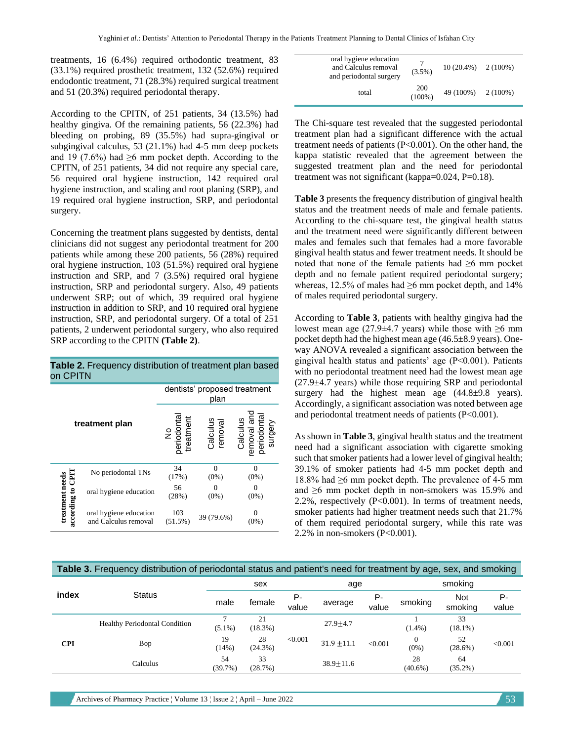treatments, 16 (6.4%) required orthodontic treatment, 83 (33.1%) required prosthetic treatment, 132 (52.6%) required endodontic treatment, 71 (28.3%) required surgical treatment and 51 (20.3%) required periodontal therapy.

According to the CPITN, of 251 patients, 34 (13.5%) had healthy gingiva. Of the remaining patients, 56 (22.3%) had bleeding on probing, 89 (35.5%) had supra-gingival or subgingival calculus, 53 (21.1%) had 4-5 mm deep pockets and 19 (7.6%) had ≥6 mm pocket depth. According to the CPITN, of 251 patients, 34 did not require any special care, 56 required oral hygiene instruction, 142 required oral hygiene instruction, and scaling and root planing (SRP), and 19 required oral hygiene instruction, SRP, and periodontal surgery.

Concerning the treatment plans suggested by dentists, dental clinicians did not suggest any periodontal treatment for 200 patients while among these 200 patients, 56 (28%) required oral hygiene instruction, 103 (51.5%) required oral hygiene instruction and SRP, and 7 (3.5%) required oral hygiene instruction, SRP and periodontal surgery. Also, 49 patients underwent SRP; out of which, 39 required oral hygiene instruction in addition to SRP, and 10 required oral hygiene instruction, SRP, and periodontal surgery. Of a total of 251 patients, 2 underwent periodontal surgery, who also required SRP according to the CPITN **(Table 2)**.

**Table 2.** Frequency distribution of treatment plan based on CPITN

| | treatment plan | dentists' proposed treatment plan: No periodontal treatment | Calculus removal | Calculus removal and periodontal surgery |
|---|---|---|---|---|
| treatment needs according to CPIT | No periodontal TNs | 34 (17%) | 0 (0%) | 0 (0%) |
| | oral hygiene education | 56 (28%) | 0 (0%) | 0 (0%) |
| | oral hygiene education and Calculus removal | 103 (51.5%) | 39 (79.6%) | 0 (0%) |
| | oral hygiene education and Calculus removal and periodontal surgery | 7 (3.5%) | 10 (20.4%) | 2 (100%) |
| | total | 200 (100%) | 49 (100%) | 2 (100%) |

The Chi-square test revealed that the suggested periodontal treatment plan had a significant difference with the actual treatment needs of patients (P<0.001). On the other hand, the kappa statistic revealed that the agreement between the suggested treatment plan and the need for periodontal treatment was not significant (kappa=0.024, P=0.18).

**Table 3** presents the frequency distribution of gingival health status and the treatment needs of male and female patients. According to the chi-square test, the gingival health status and the treatment need were significantly different between males and females such that females had a more favorable gingival health status and fewer treatment needs. It should be noted that none of the female patients had ≥6 mm pocket depth and no female patient required periodontal surgery; whereas, 12.5% of males had ≥6 mm pocket depth, and 14% of males required periodontal surgery.

According to **Table 3**, patients with healthy gingiva had the lowest mean age (27.9±4.7 years) while those with ≥6 mm pocket depth had the highest mean age (46.5±8.9 years). One-way ANOVA revealed a significant association between the gingival health status and patients' age (P<0.001). Patients with no periodontal treatment need had the lowest mean age (27.9±4.7 years) while those requiring SRP and periodontal surgery had the highest mean age (44.8±9.8 years). Accordingly, a significant association was noted between age and periodontal treatment needs of patients (P<0.001).

As shown in **Table 3**, gingival health status and the treatment need had a significant association with cigarette smoking such that smoker patients had a lower level of gingival health; 39.1% of smoker patients had 4-5 mm pocket depth and 18.8% had ≥6 mm pocket depth. The prevalence of 4-5 mm and ≥6 mm pocket depth in non-smokers was 15.9% and 2.2%, respectively (P<0.001). In terms of treatment needs, smoker patients had higher treatment needs such that 21.7% of them required periodontal surgery, while this rate was 2.2% in non-smokers (P<0.001).

**Table 3.** Frequency distribution of periodontal status and patient's need for treatment by age, sex, and smoking

| index | Status | sex: male | female | P-value | age: average | P-value | smoking: smoking | Not smoking | P-value |
|---|---|---|---|---|---|---|---|---|---|
| CPI | Healthy Periodontal Condition | 7 (5.1%) | 21 (18.3%) | <0.001 | 27.9±4.7 | <0.001 | 1 (1.4%) | 33 (18.1%) | <0.001 |
| | Bop | 19 (14%) | 28 (24.3%) | | 31.9 ±11.1 | | 0 (0%) | 52 (28.6%) | |
| | Calculus | 54 (39.7%) | 33 (28.7%) | | 38.9±11.6 | | 28 (40.6%) | 64 (35.2%) | |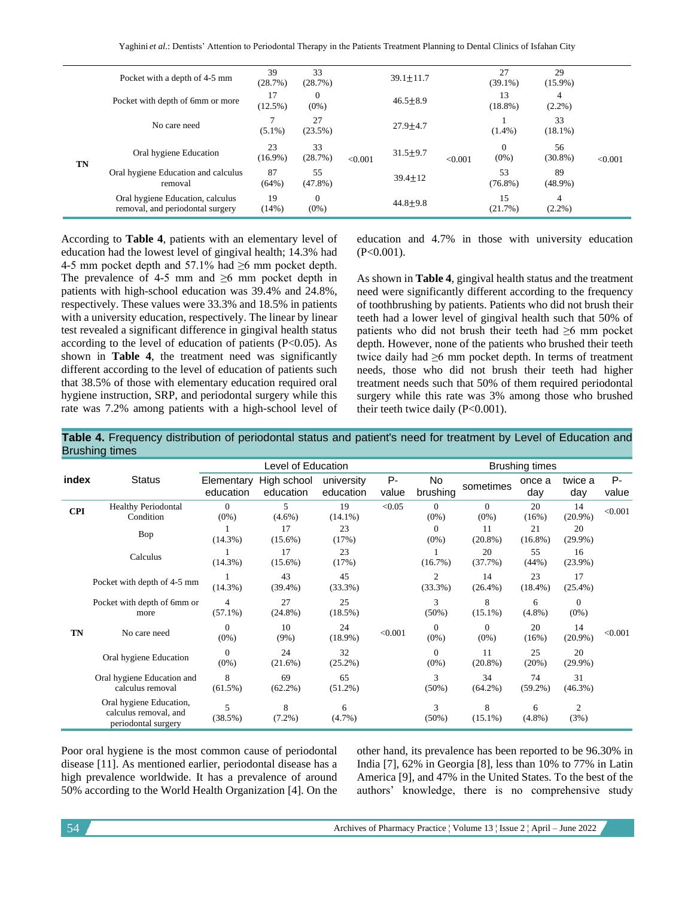| | | | | | | | | | |
|---|---|---|---|---|---|---|---|---|---|
| | Pocket with a depth of 4-5 mm | 39 (28.7%) | 33 (28.7%) | | 39.1±11.7 | | 27 (39.1%) | 29 (15.9%) | |
| | Pocket with depth of 6mm or more | 17 (12.5%) | 0 (0%) | | 46.5±8.9 | | 13 (18.8%) | 4 (2.2%) | |
| TN | No care need | 7 (5.1%) | 27 (23.5%) | <0.001 | 27.9±4.7 | <0.001 | 1 (1.4%) | 33 (18.1%) | <0.001 |
| | Oral hygiene Education | 23 (16.9%) | 33 (28.7%) | | 31.5±9.7 | | 0 (0%) | 56 (30.8%) | |
| | Oral hygiene Education and calculus removal | 87 (64%) | 55 (47.8%) | | 39.4±12 | | 53 (76.8%) | 89 (48.9%) | |
| | Oral hygiene Education, calculus removal, and periodontal surgery | 19 (14%) | 0 (0%) | | 44.8±9.8 | | 15 (21.7%) | 4 (2.2%) | |

According to **Table 4**, patients with an elementary level of education had the lowest level of gingival health; 14.3% had 4-5 mm pocket depth and 57.1% had ≥6 mm pocket depth. The prevalence of 4-5 mm and ≥6 mm pocket depth in patients with high-school education was 39.4% and 24.8%, respectively. These values were 33.3% and 18.5% in patients with a university education, respectively. The linear by linear test revealed a significant difference in gingival health status according to the level of education of patients (P<0.05). As shown in **Table 4**, the treatment need was significantly different according to the level of education of patients such that 38.5% of those with elementary education required oral hygiene instruction, SRP, and periodontal surgery while this rate was 7.2% among patients with a high-school level of education and 4.7% in those with university education (P<0.001).

As shown in **Table 4**, gingival health status and the treatment need were significantly different according to the frequency of toothbrushing by patients. Patients who did not brush their teeth had a lower level of gingival health such that 50% of patients who did not brush their teeth had ≥6 mm pocket depth. However, none of the patients who brushed their teeth twice daily had ≥6 mm pocket depth. In terms of treatment needs, those who did not brush their teeth had higher treatment needs such that 50% of them required periodontal surgery while this rate was 3% among those who brushed their teeth twice daily (P<0.001).

**Table 4.** Frequency distribution of periodontal status and patient's need for treatment by Level of Education and Brushing times

| index | Status | Level of Education | | | P-value | Brushing times | | | | P-value |
|---|---|---|---|---|---|---|---|---|---|---|
| | | Elementary education | High school education | university education | | No brushing | sometimes | once a day | twice a day | |
| CPI | Healthy Periodontal Condition | 0 (0%) | 5 (4.6%) | 19 (14.1%) | <0.05 | 0 (0%) | 0 (0%) | 20 (16%) | 14 (20.9%) | <0.001 |
| | Bop | 1 (14.3%) | 17 (15.6%) | 23 (17%) | | 0 (0%) | 11 (20.8%) | 21 (16.8%) | 20 (29.9%) | |
| | Calculus | 1 (14.3%) | 17 (15.6%) | 23 (17%) | | 1 (16.7%) | 20 (37.7%) | 55 (44%) | 16 (23.9%) | |
| | Pocket with depth of 4-5 mm | 1 (14.3%) | 43 (39.4%) | 45 (33.3%) | | 2 (33.3%) | 14 (26.4%) | 23 (18.4%) | 17 (25.4%) | |
| | Pocket with depth of 6mm or more | 4 (57.1%) | 27 (24.8%) | 25 (18.5%) | | 3 (50%) | 8 (15.1%) | 6 (4.8%) | 0 (0%) | |
| TN | No care need | 0 (0%) | 10 (9%) | 24 (18.9%) | <0.001 | 0 (0%) | 0 (0%) | 20 (16%) | 14 (20.9%) | <0.001 |
| | Oral hygiene Education | 0 (0%) | 24 (21.6%) | 32 (25.2%) | | 0 (0%) | 11 (20.8%) | 25 (20%) | 20 (29.9%) | |
| | Oral hygiene Education and calculus removal | 8 (61.5%) | 69 (62.2%) | 65 (51.2%) | | 3 (50%) | 34 (64.2%) | 74 (59.2%) | 31 (46.3%) | |
| | Oral hygiene Education, calculus removal, and periodontal surgery | 5 (38.5%) | 8 (7.2%) | 6 (4.7%) | | 3 (50%) | 8 (15.1%) | 6 (4.8%) | 2 (3%) | |

Poor oral hygiene is the most common cause of periodontal disease [11]. As mentioned earlier, periodontal disease has a high prevalence worldwide. It has a prevalence of around 50% according to the World Health Organization [4]. On the other hand, its prevalence has been reported to be 96.30% in India [7], 62% in Georgia [8], less than 10% to 77% in Latin America [9], and 47% in the United States. To the best of the authors' knowledge, there is no comprehensive study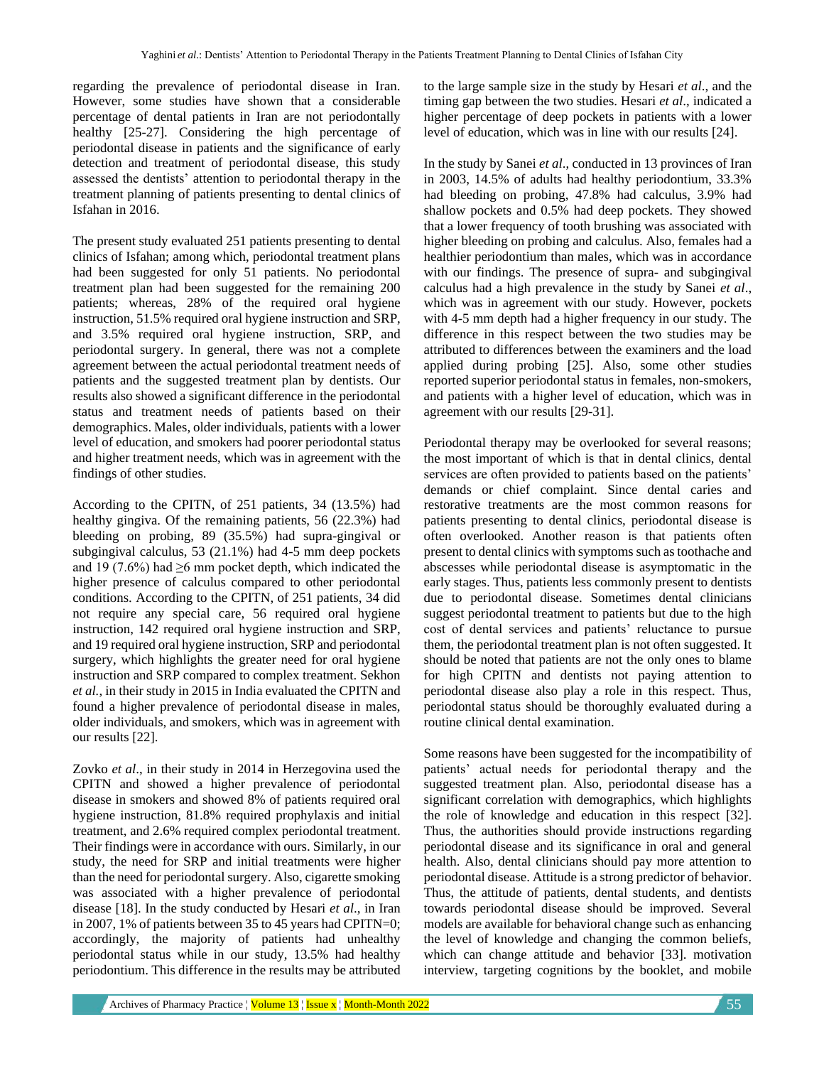regarding the prevalence of periodontal disease in Iran. However, some studies have shown that a considerable percentage of dental patients in Iran are not periodontally healthy [25-27]. Considering the high percentage of periodontal disease in patients and the significance of early detection and treatment of periodontal disease, this study assessed the dentists' attention to periodontal therapy in the treatment planning of patients presenting to dental clinics of Isfahan in 2016.

The present study evaluated 251 patients presenting to dental clinics of Isfahan; among which, periodontal treatment plans had been suggested for only 51 patients. No periodontal treatment plan had been suggested for the remaining 200 patients; whereas, 28% of the required oral hygiene instruction, 51.5% required oral hygiene instruction and SRP, and 3.5% required oral hygiene instruction, SRP, and periodontal surgery. In general, there was not a complete agreement between the actual periodontal treatment needs of patients and the suggested treatment plan by dentists. Our results also showed a significant difference in the periodontal status and treatment needs of patients based on their demographics. Males, older individuals, patients with a lower level of education, and smokers had poorer periodontal status and higher treatment needs, which was in agreement with the findings of other studies.

According to the CPITN, of 251 patients, 34 (13.5%) had healthy gingiva. Of the remaining patients, 56 (22.3%) had bleeding on probing, 89 (35.5%) had supra-gingival or subgingival calculus, 53 (21.1%) had 4-5 mm deep pockets and 19 (7.6%) had ≥6 mm pocket depth, which indicated the higher presence of calculus compared to other periodontal conditions. According to the CPITN, of 251 patients, 34 did not require any special care, 56 required oral hygiene instruction, 142 required oral hygiene instruction and SRP, and 19 required oral hygiene instruction, SRP and periodontal surgery, which highlights the greater need for oral hygiene instruction and SRP compared to complex treatment. Sekhon *et al.*, in their study in 2015 in India evaluated the CPITN and found a higher prevalence of periodontal disease in males, older individuals, and smokers, which was in agreement with our results [22].

Zovko *et al*., in their study in 2014 in Herzegovina used the CPITN and showed a higher prevalence of periodontal disease in smokers and showed 8% of patients required oral hygiene instruction, 81.8% required prophylaxis and initial treatment, and 2.6% required complex periodontal treatment. Their findings were in accordance with ours. Similarly, in our study, the need for SRP and initial treatments were higher than the need for periodontal surgery. Also, cigarette smoking was associated with a higher prevalence of periodontal disease [18]. In the study conducted by Hesari *et al*., in Iran in 2007, 1% of patients between 35 to 45 years had CPITN=0; accordingly, the majority of patients had unhealthy periodontal status while in our study, 13.5% had healthy periodontium. This difference in the results may be attributed to the large sample size in the study by Hesari *et al*., and the timing gap between the two studies. Hesari *et al*., indicated a higher percentage of deep pockets in patients with a lower level of education, which was in line with our results [24].

In the study by Sanei *et al*., conducted in 13 provinces of Iran in 2003, 14.5% of adults had healthy periodontium, 33.3% had bleeding on probing, 47.8% had calculus, 3.9% had shallow pockets and 0.5% had deep pockets. They showed that a lower frequency of tooth brushing was associated with higher bleeding on probing and calculus. Also, females had a healthier periodontium than males, which was in accordance with our findings. The presence of supra- and subgingival calculus had a high prevalence in the study by Sanei *et al*., which was in agreement with our study. However, pockets with 4-5 mm depth had a higher frequency in our study. The difference in this respect between the two studies may be attributed to differences between the examiners and the load applied during probing [25]. Also, some other studies reported superior periodontal status in females, non-smokers, and patients with a higher level of education, which was in agreement with our results [29-31].

Periodontal therapy may be overlooked for several reasons; the most important of which is that in dental clinics, dental services are often provided to patients based on the patients' demands or chief complaint. Since dental caries and restorative treatments are the most common reasons for patients presenting to dental clinics, periodontal disease is often overlooked. Another reason is that patients often present to dental clinics with symptoms such as toothache and abscesses while periodontal disease is asymptomatic in the early stages. Thus, patients less commonly present to dentists due to periodontal disease. Sometimes dental clinicians suggest periodontal treatment to patients but due to the high cost of dental services and patients' reluctance to pursue them, the periodontal treatment plan is not often suggested. It should be noted that patients are not the only ones to blame for high CPITN and dentists not paying attention to periodontal disease also play a role in this respect. Thus, periodontal status should be thoroughly evaluated during a routine clinical dental examination.

Some reasons have been suggested for the incompatibility of patients' actual needs for periodontal therapy and the suggested treatment plan. Also, periodontal disease has a significant correlation with demographics, which highlights the role of knowledge and education in this respect [32]. Thus, the authorities should provide instructions regarding periodontal disease and its significance in oral and general health. Also, dental clinicians should pay more attention to periodontal disease. Attitude is a strong predictor of behavior. Thus, the attitude of patients, dental students, and dentists towards periodontal disease should be improved. Several models are available for behavioral change such as enhancing the level of knowledge and changing the common beliefs, which can change attitude and behavior [33]. motivation interview, targeting cognitions by the booklet, and mobile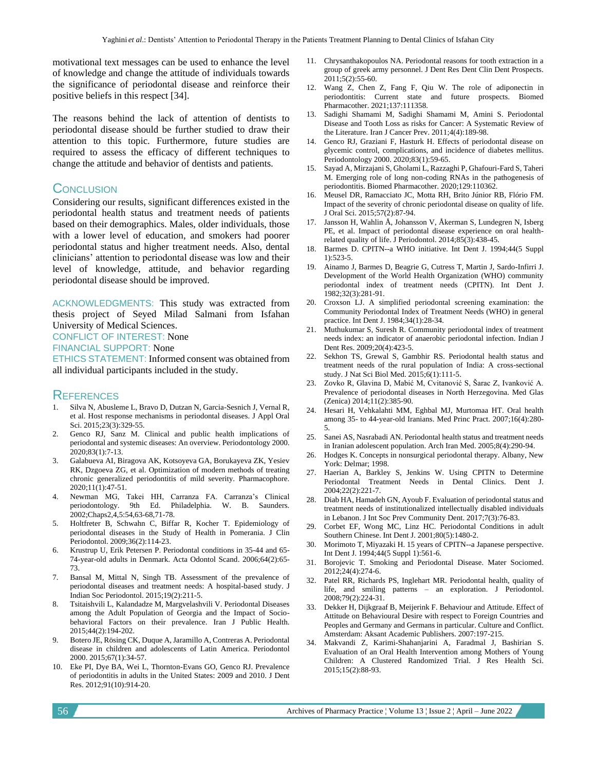motivational text messages can be used to enhance the level of knowledge and change the attitude of individuals towards the significance of periodontal disease and reinforce their positive beliefs in this respect [34].

The reasons behind the lack of attention of dentists to periodontal disease should be further studied to draw their attention to this topic. Furthermore, future studies are required to assess the efficacy of different techniques to change the attitude and behavior of dentists and patients.

## Conclusion

Considering our results, significant differences existed in the periodontal health status and treatment needs of patients based on their demographics. Males, older individuals, those with a lower level of education, and smokers had poorer periodontal status and higher treatment needs. Also, dental clinicians' attention to periodontal disease was low and their level of knowledge, attitude, and behavior regarding periodontal disease should be improved.

ACKNOWLEDGMENTS: This study was extracted from thesis project of Seyed Milad Salmani from Isfahan University of Medical Sciences.

CONFLICT OF INTEREST: None

FINANCIAL SUPPORT: None

ETHICS STATEMENT: Informed consent was obtained from all individual participants included in the study.

## References

1. Silva N, Abusleme L, Bravo D, Dutzan N, Garcia-Sesnich J, Vernal R, et al. Host response mechanisms in periodontal diseases. J Appl Oral Sci. 2015;23(3):329-55.
2. Genco RJ, Sanz M. Clinical and public health implications of periodontal and systemic diseases: An overview. Periodontology 2000. 2020;83(1):7-13.
3. Galabueva AI, Biragova AK, Kotsoyeva GA, Borukayeva ZK, Yesiev RK, Dzgoeva ZG, et al. Optimization of modern methods of treating chronic generalized periodontitis of mild severity. Pharmacophore. 2020;11(1):47-51.
4. Newman MG, Takei HH, Carranza FA. Carranza's Clinical periodontology. 9th Ed. Philadelphia. W. B. Saunders. 2002;Chaps2,4,5:54,63-68,71-78.
5. Holtfreter B, Schwahn C, Biffar R, Kocher T. Epidemiology of periodontal diseases in the Study of Health in Pomerania. J Clin Periodontol. 2009;36(2):114-23.
6. Krustrup U, Erik Petersen P. Periodontal conditions in 35-44 and 65-74-year-old adults in Denmark. Acta Odontol Scand. 2006;64(2):65-73.
7. Bansal M, Mittal N, Singh TB. Assessment of the prevalence of periodontal diseases and treatment needs: A hospital-based study. J Indian Soc Periodontol. 2015;19(2):211-5.
8. Tsitaishvili L, Kalandadze M, Margvelashvili V. Periodontal Diseases among the Adult Population of Georgia and the Impact of Socio-behavioral Factors on their prevalence. Iran J Public Health. 2015;44(2):194-202.
9. Botero JE, Rösing CK, Duque A, Jaramillo A, Contreras A. Periodontal disease in children and adolescents of Latin America. Periodontol 2000. 2015;67(1):34-57.
10. Eke PI, Dye BA, Wei L, Thornton-Evans GO, Genco RJ. Prevalence of periodontitis in adults in the United States: 2009 and 2010. J Dent Res. 2012;91(10):914-20.
11. Chrysanthakopoulos NA. Periodontal reasons for tooth extraction in a group of greek army personnel. J Dent Res Dent Clin Dent Prospects. 2011;5(2):55-60.
12. Wang Z, Chen Z, Fang F, Qiu W. The role of adiponectin in periodontitis: Current state and future prospects. Biomed Pharmacother. 2021;137:111358.
13. Sadighi Shamami M, Sadighi Shamami M, Amini S. Periodontal Disease and Tooth Loss as risks for Cancer: A Systematic Review of the Literature. Iran J Cancer Prev. 2011;4(4):189-98.
14. Genco RJ, Graziani F, Hasturk H. Effects of periodontal disease on glycemic control, complications, and incidence of diabetes mellitus. Periodontology 2000. 2020;83(1):59-65.
15. Sayad A, Mirzajani S, Gholami L, Razzaghi P, Ghafouri-Fard S, Taheri M. Emerging role of long non-coding RNAs in the pathogenesis of periodontitis. Biomed Pharmacother. 2020;129:110362.
16. Meusel DR, Ramacciato JC, Motta RH, Brito Júnior RB, Flório FM. Impact of the severity of chronic periodontal disease on quality of life. J Oral Sci. 2015;57(2):87-94.
17. Jansson H, Wahlin Å, Johansson V, Åkerman S, Lundegren N, Isberg PE, et al. Impact of periodontal disease experience on oral health-related quality of life. J Periodontol. 2014;85(3):438-45.
18. Barmes D. CPITN--a WHO initiative. Int Dent J. 1994;44(5 Suppl 1):523-5.
19. Ainamo J, Barmes D, Beagrie G, Cutress T, Martin J, Sardo-Infirri J. Development of the World Health Organization (WHO) community periodontal index of treatment needs (CPITN). Int Dent J. 1982;32(3):281-91.
20. Croxson LJ. A simplified periodontal screening examination: the Community Periodontal Index of Treatment Needs (WHO) in general practice. Int Dent J. 1984;34(1):28-34.
21. Muthukumar S, Suresh R. Community periodontal index of treatment needs index: an indicator of anaerobic periodontal infection. Indian J Dent Res. 2009;20(4):423-5.
22. Sekhon TS, Grewal S, Gambhir RS. Periodontal health status and treatment needs of the rural population of India: A cross-sectional study. J Nat Sci Biol Med. 2015;6(1):111-5.
23. Zovko R, Glavina D, Mabić M, Cvitanović S, Šarac Z, Ivanković A. Prevalence of periodontal diseases in North Herzegovina. Med Glas (Zenica) 2014;11(2):385-90.
24. Hesari H, Vehkalahti MM, Eghbal MJ, Murtomaa HT. Oral health among 35- to 44-year-old Iranians. Med Princ Pract. 2007;16(4):280-5.
25. Sanei AS, Nasrabadi AN. Periodontal health status and treatment needs in Iranian adolescent population. Arch Iran Med. 2005;8(4):290-94.
26. Hodges K. Concepts in nonsurgical periodontal therapy. Albany, New York: Delmar; 1998.
27. Haerian A, Barkley S, Jenkins W. Using CPITN to Determine Periodontal Treatment Needs in Dental Clinics. Dent J. 2004;22(2):221-7.
28. Diab HA, Hamadeh GN, Ayoub F. Evaluation of periodontal status and treatment needs of institutionalized intellectually disabled individuals in Lebanon. J Int Soc Prev Community Dent. 2017;7(3):76-83.
29. Corbet EF, Wong MC, Linz HC. Periodontal Conditions in adult Southern Chinese. Int Dent J. 2001;80(5):1480-2.
30. Morimoto T, Miyazaki H. 15 years of CPITN--a Japanese perspective. Int Dent J. 1994;44(5 Suppl 1):561-6.
31. Borojevic T. Smoking and Periodontal Disease. Mater Sociomed. 2012;24(4):274-6.
32. Patel RR, Richards PS, Inglehart MR. Periodontal health, quality of life, and smiling patterns – an exploration. J Periodontol. 2008;79(2):224-31.
33. Dekker H, Dijkgraaf B, Meijerink F. Behaviour and Attitude. Effect of Attitude on Behavioural Desire with respect to Foreign Countries and Peoples and Germany and Germans in particular. Culture and Conflict. Amsterdam: Aksant Academic Publishers. 2007:197-215.
34. Makvandi Z, Karimi-Shahanjarini A, Faradmal J, Bashirian S. Evaluation of an Oral Health Intervention among Mothers of Young Children: A Clustered Randomized Trial. J Res Health Sci. 2015;15(2):88-93.